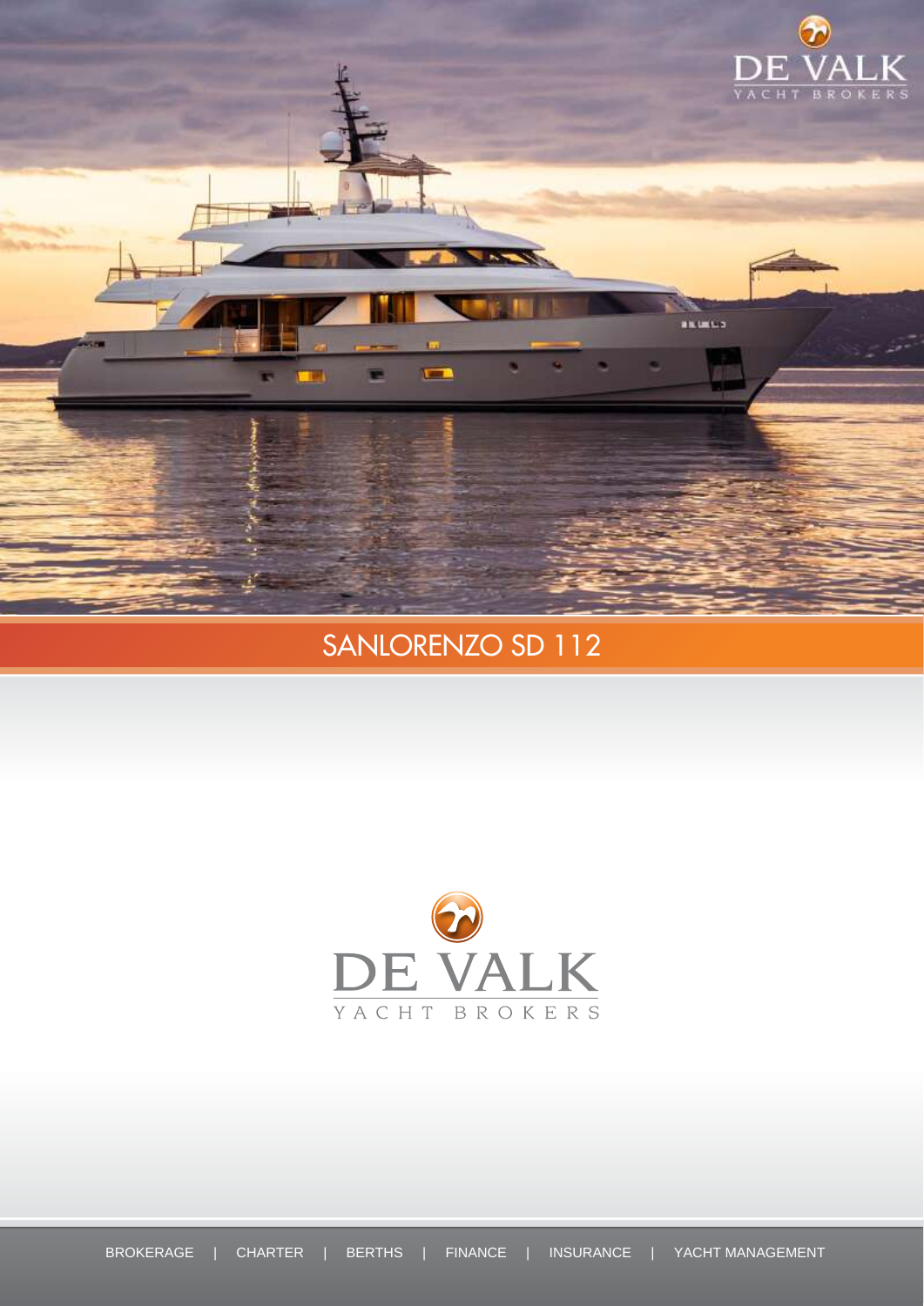DE VALK
YACHT BROKERS

# SANLORENZO SD 112

DE VALK
YACHT BROKERS

BROKERAGE | CHARTER | BERTHS | FINANCE | INSURANCE | YACHT MANAGEMENT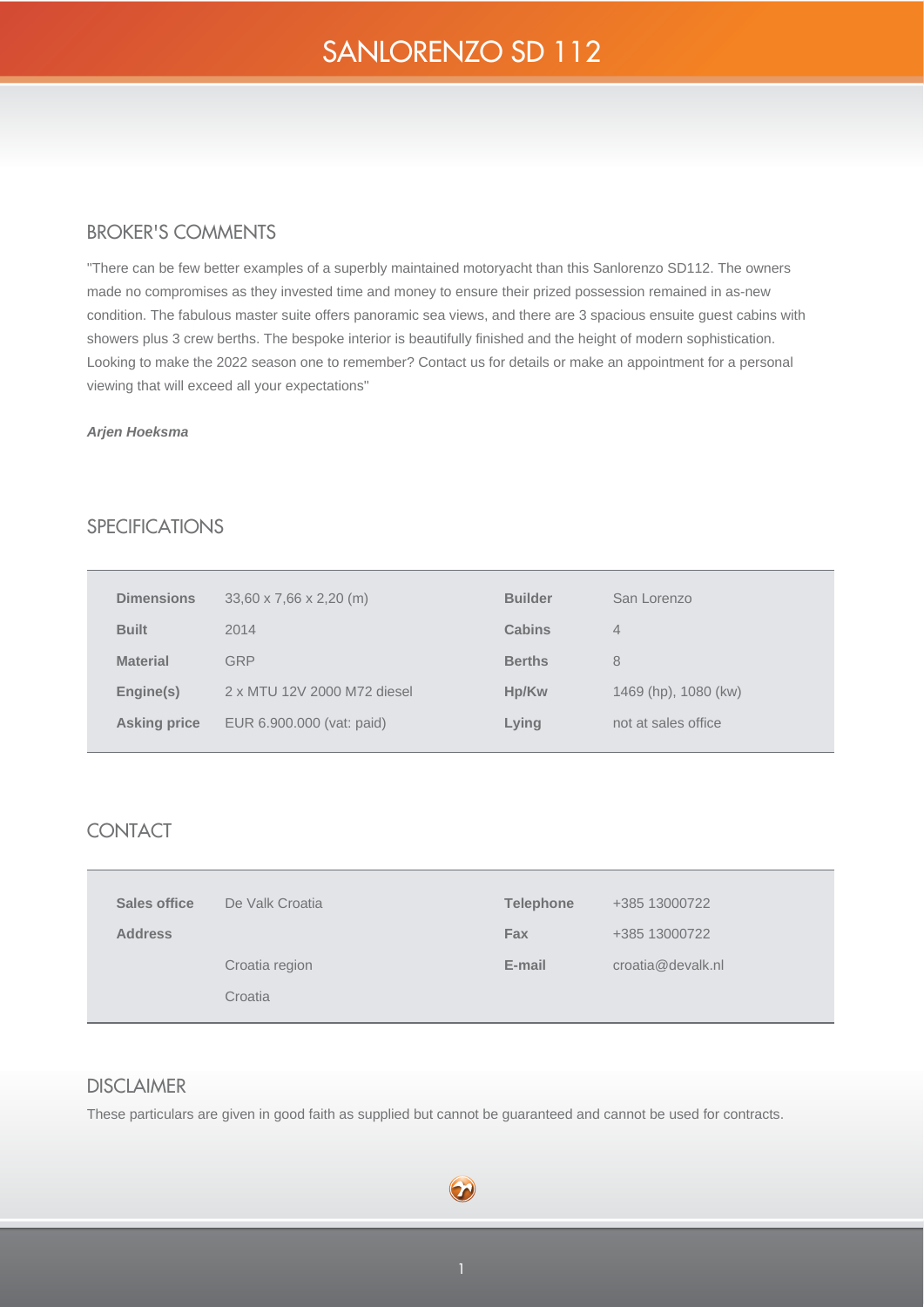# SANLORENZO SD 112

## BROKER'S COMMENTS

"There can be few better examples of a superbly maintained motoryacht than this Sanlorenzo SD112. The owners made no compromises as they invested time and money to ensure their prized possession remained in as-new condition. The fabulous master suite offers panoramic sea views, and there are 3 spacious ensuite guest cabins with showers plus 3 crew berths. The bespoke interior is beautifully finished and the height of modern sophistication. Looking to make the 2022 season one to remember? Contact us for details or make an appointment for a personal viewing that will exceed all your expectations"

***Arjen Hoeksma***

## SPECIFICATIONS

| | | | |
|---|---|---|---|
| **Dimensions** | 33,60 x 7,66 x 2,20 (m) | **Builder** | San Lorenzo |
| **Built** | 2014 | **Cabins** | 4 |
| **Material** | GRP | **Berths** | 8 |
| **Engine(s)** | 2 x MTU 12V 2000 M72 diesel | **Hp/Kw** | 1469 (hp), 1080 (kw) |
| **Asking price** | EUR 6.900.000 (vat: paid) | **Lying** | not at sales office |

## CONTACT

| | | | |
|---|---|---|---|
| **Sales office** | De Valk Croatia | **Telephone** | +385 13000722 |
| **Address** | | **Fax** | +385 13000722 |
| | Croatia region | **E-mail** | croatia@devalk.nl |
| | Croatia | | |

## DISCLAIMER

These particulars are given in good faith as supplied but cannot be guaranteed and cannot be used for contracts.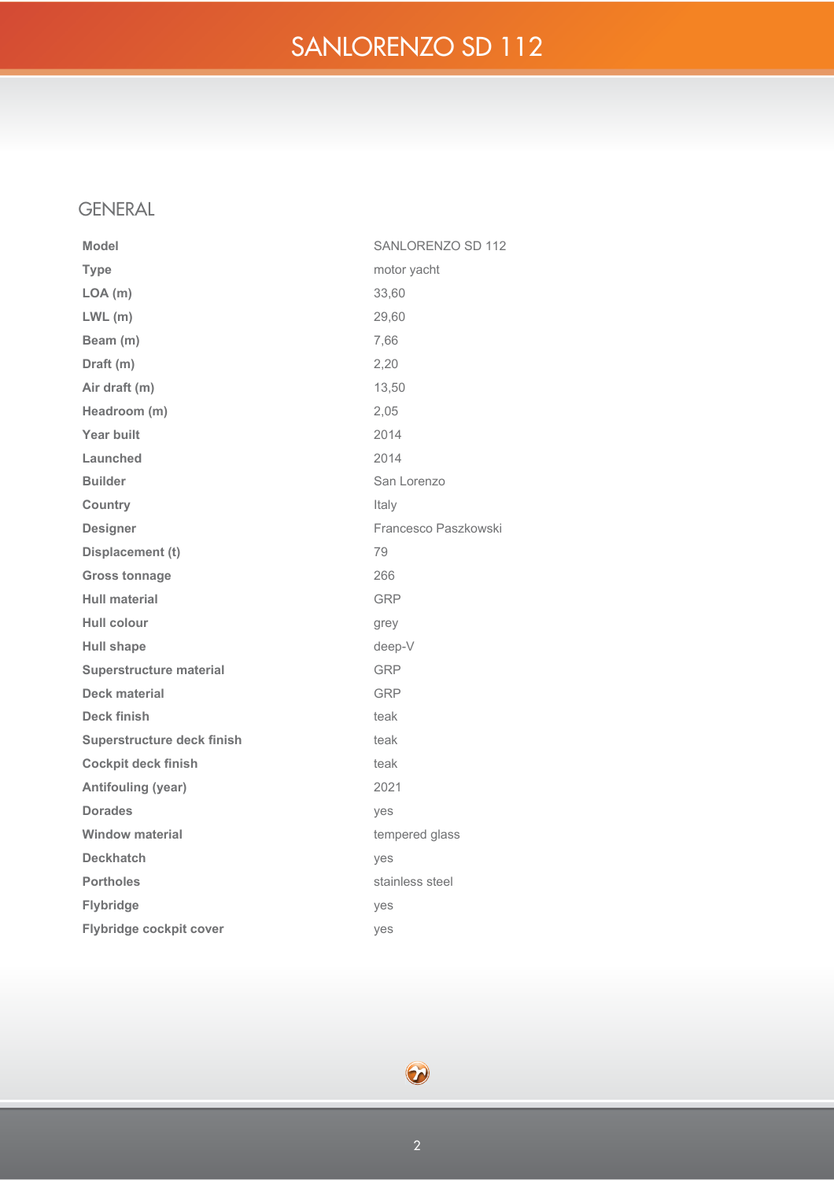# SANLORENZO SD 112

## GENERAL

| | |
|---|---|
| **Model** | SANLORENZO SD 112 |
| **Type** | motor yacht |
| **LOA (m)** | 33,60 |
| **LWL (m)** | 29,60 |
| **Beam (m)** | 7,66 |
| **Draft (m)** | 2,20 |
| **Air draft (m)** | 13,50 |
| **Headroom (m)** | 2,05 |
| **Year built** | 2014 |
| **Launched** | 2014 |
| **Builder** | San Lorenzo |
| **Country** | Italy |
| **Designer** | Francesco Paszkowski |
| **Displacement (t)** | 79 |
| **Gross tonnage** | 266 |
| **Hull material** | GRP |
| **Hull colour** | grey |
| **Hull shape** | deep-V |
| **Superstructure material** | GRP |
| **Deck material** | GRP |
| **Deck finish** | teak |
| **Superstructure deck finish** | teak |
| **Cockpit deck finish** | teak |
| **Antifouling (year)** | 2021 |
| **Dorades** | yes |
| **Window material** | tempered glass |
| **Deckhatch** | yes |
| **Portholes** | stainless steel |
| **Flybridge** | yes |
| **Flybridge cockpit cover** | yes |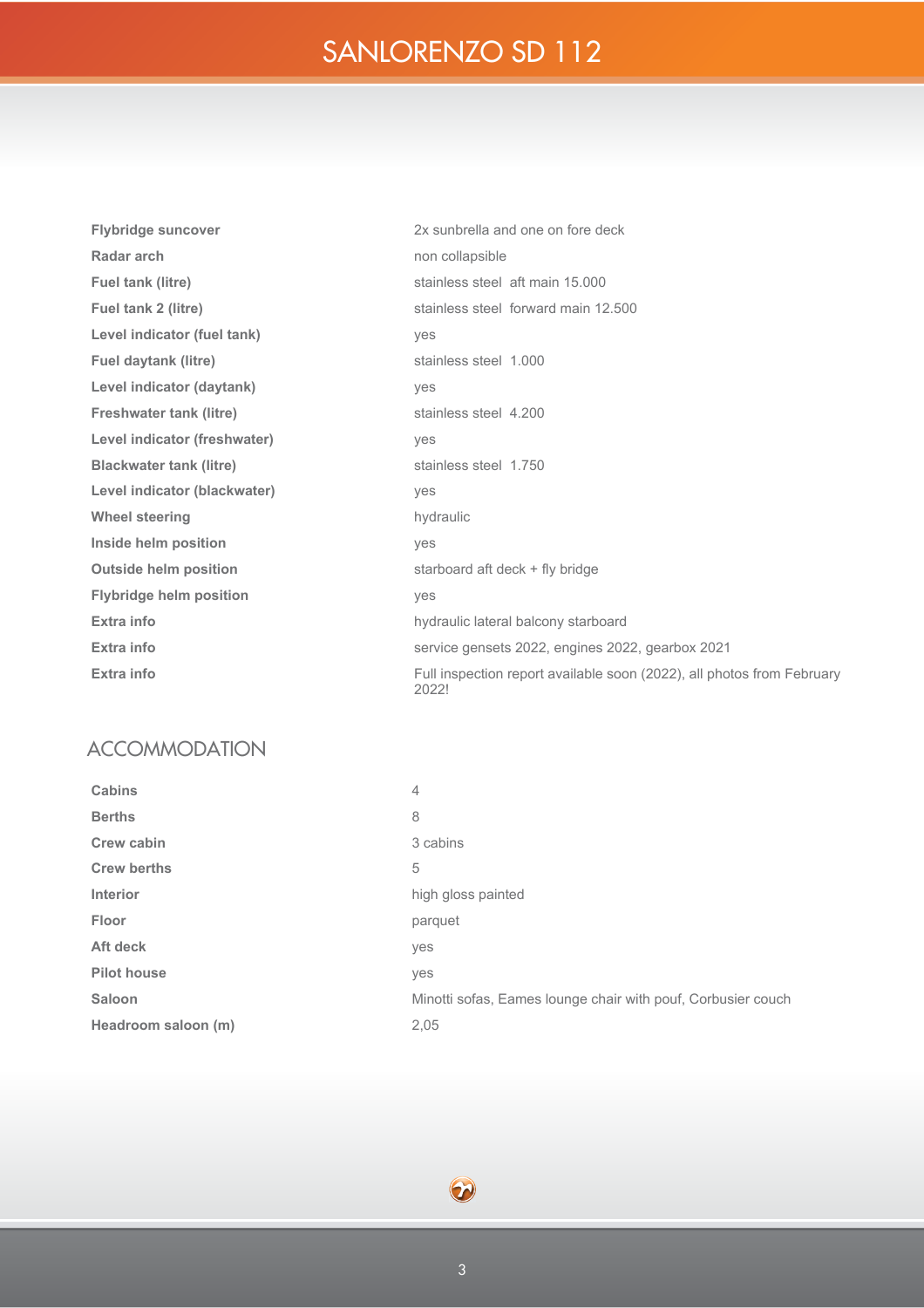| | |
|---|---|
| **Flybridge suncover** | 2x sunbrella and one on fore deck |
| **Radar arch** | non collapsible |
| **Fuel tank (litre)** | stainless steel aft main 15.000 |
| **Fuel tank 2 (litre)** | stainless steel forward main 12.500 |
| **Level indicator (fuel tank)** | yes |
| **Fuel daytank (litre)** | stainless steel 1.000 |
| **Level indicator (daytank)** | yes |
| **Freshwater tank (litre)** | stainless steel 4.200 |
| **Level indicator (freshwater)** | yes |
| **Blackwater tank (litre)** | stainless steel 1.750 |
| **Level indicator (blackwater)** | yes |
| **Wheel steering** | hydraulic |
| **Inside helm position** | yes |
| **Outside helm position** | starboard aft deck + fly bridge |
| **Flybridge helm position** | yes |
| **Extra info** | hydraulic lateral balcony starboard |
| **Extra info** | service gensets 2022, engines 2022, gearbox 2021 |
| **Extra info** | Full inspection report available soon (2022), all photos from February 2022! |

## ACCOMMODATION

| | |
|---|---|
| **Cabins** | 4 |
| **Berths** | 8 |
| **Crew cabin** | 3 cabins |
| **Crew berths** | 5 |
| **Interior** | high gloss painted |
| **Floor** | parquet |
| **Aft deck** | yes |
| **Pilot house** | yes |
| **Saloon** | Minotti sofas, Eames lounge chair with pouf, Corbusier couch |
| **Headroom saloon (m)** | 2,05 |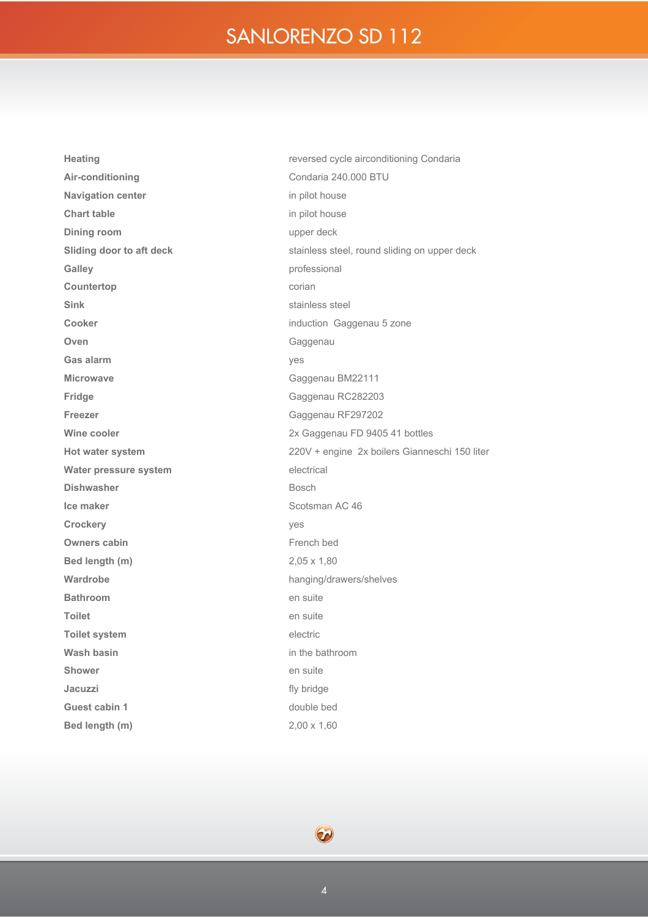# SANLORENZO SD 112

| | |
|---|---|
| **Heating** | reversed cycle airconditioning Condaria |
| **Air-conditioning** | Condaria 240.000 BTU |
| **Navigation center** | in pilot house |
| **Chart table** | in pilot house |
| **Dining room** | upper deck |
| **Sliding door to aft deck** | stainless steel, round sliding on upper deck |
| **Galley** | professional |
| **Countertop** | corian |
| **Sink** | stainless steel |
| **Cooker** | induction Gaggenau 5 zone |
| **Oven** | Gaggenau |
| **Gas alarm** | yes |
| **Microwave** | Gaggenau BM22111 |
| **Fridge** | Gaggenau RC282203 |
| **Freezer** | Gaggenau RF297202 |
| **Wine cooler** | 2x Gaggenau FD 9405 41 bottles |
| **Hot water system** | 220V + engine 2x boilers Gianneschi 150 liter |
| **Water pressure system** | electrical |
| **Dishwasher** | Bosch |
| **Ice maker** | Scotsman AC 46 |
| **Crockery** | yes |
| **Owners cabin** | French bed |
| **Bed length (m)** | 2,05 x 1,80 |
| **Wardrobe** | hanging/drawers/shelves |
| **Bathroom** | en suite |
| **Toilet** | en suite |
| **Toilet system** | electric |
| **Wash basin** | in the bathroom |
| **Shower** | en suite |
| **Jacuzzi** | fly bridge |
| **Guest cabin 1** | double bed |
| **Bed length (m)** | 2,00 x 1,60 |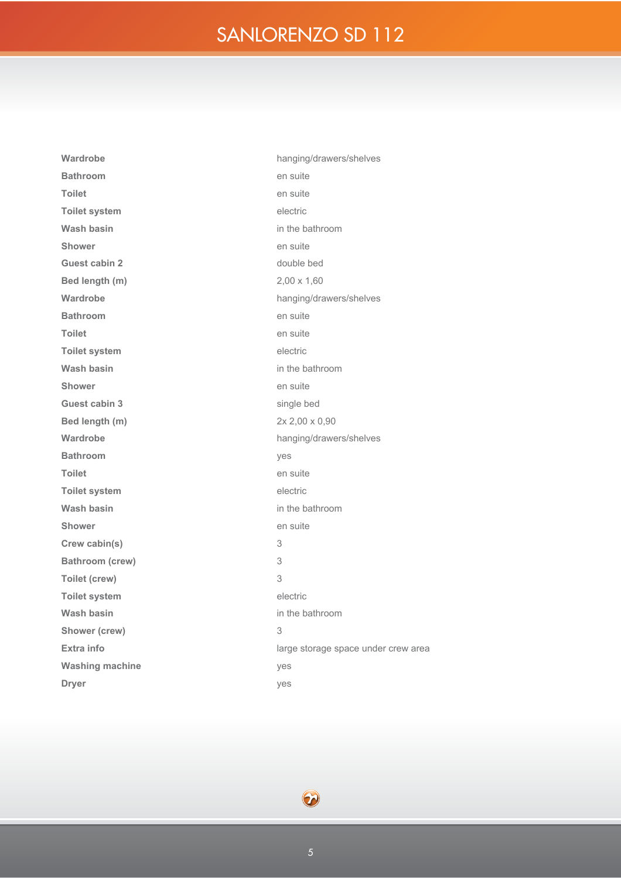# SANLORENZO SD 112

| | |
|---|---|
| **Wardrobe** | hanging/drawers/shelves |
| **Bathroom** | en suite |
| **Toilet** | en suite |
| **Toilet system** | electric |
| **Wash basin** | in the bathroom |
| **Shower** | en suite |
| **Guest cabin 2** | double bed |
| **Bed length (m)** | 2,00 x 1,60 |
| **Wardrobe** | hanging/drawers/shelves |
| **Bathroom** | en suite |
| **Toilet** | en suite |
| **Toilet system** | electric |
| **Wash basin** | in the bathroom |
| **Shower** | en suite |
| **Guest cabin 3** | single bed |
| **Bed length (m)** | 2x 2,00 x 0,90 |
| **Wardrobe** | hanging/drawers/shelves |
| **Bathroom** | yes |
| **Toilet** | en suite |
| **Toilet system** | electric |
| **Wash basin** | in the bathroom |
| **Shower** | en suite |
| **Crew cabin(s)** | 3 |
| **Bathroom (crew)** | 3 |
| **Toilet (crew)** | 3 |
| **Toilet system** | electric |
| **Wash basin** | in the bathroom |
| **Shower (crew)** | 3 |
| **Extra info** | large storage space under crew area |
| **Washing machine** | yes |
| **Dryer** | yes |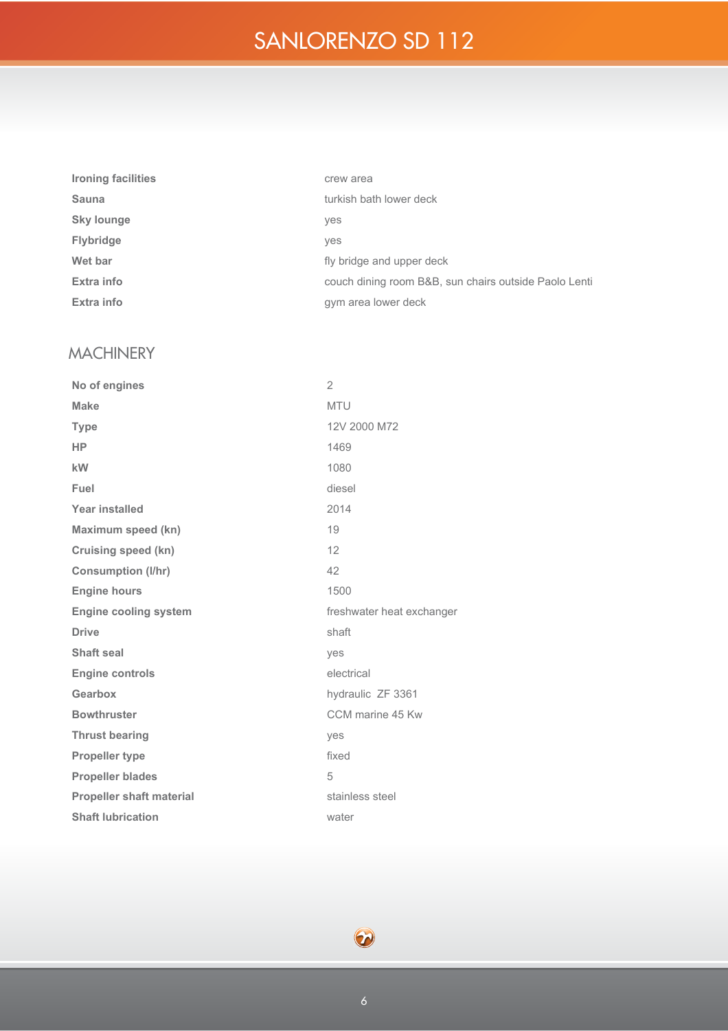| | |
|---|---|
| **Ironing facilities** | crew area |
| **Sauna** | turkish bath lower deck |
| **Sky lounge** | yes |
| **Flybridge** | yes |
| **Wet bar** | fly bridge and upper deck |
| **Extra info** | couch dining room B&B, sun chairs outside Paolo Lenti |
| **Extra info** | gym area lower deck |

## MACHINERY

| | |
|---|---|
| **No of engines** | 2 |
| **Make** | MTU |
| **Type** | 12V 2000 M72 |
| **HP** | 1469 |
| **kW** | 1080 |
| **Fuel** | diesel |
| **Year installed** | 2014 |
| **Maximum speed (kn)** | 19 |
| **Cruising speed (kn)** | 12 |
| **Consumption (l/hr)** | 42 |
| **Engine hours** | 1500 |
| **Engine cooling system** | freshwater heat exchanger |
| **Drive** | shaft |
| **Shaft seal** | yes |
| **Engine controls** | electrical |
| **Gearbox** | hydraulic ZF 3361 |
| **Bowthruster** | CCM marine 45 Kw |
| **Thrust bearing** | yes |
| **Propeller type** | fixed |
| **Propeller blades** | 5 |
| **Propeller shaft material** | stainless steel |
| **Shaft lubrication** | water |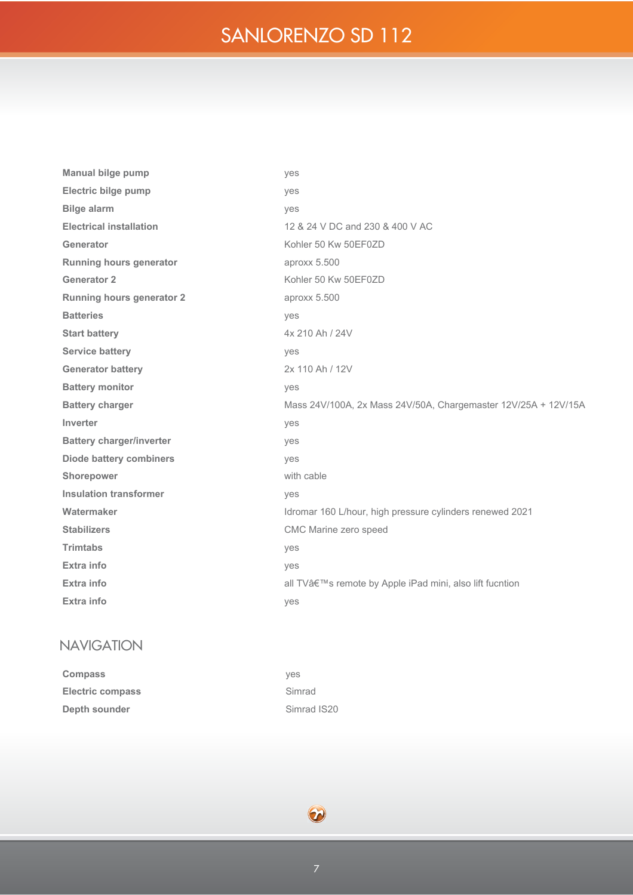| | |
|---|---|
| **Manual bilge pump** | yes |
| **Electric bilge pump** | yes |
| **Bilge alarm** | yes |
| **Electrical installation** | 12 & 24 V DC and 230 & 400 V AC |
| **Generator** | Kohler 50 Kw 50EF0ZD |
| **Running hours generator** | aproxx 5.500 |
| **Generator 2** | Kohler 50 Kw 50EF0ZD |
| **Running hours generator 2** | aproxx 5.500 |
| **Batteries** | yes |
| **Start battery** | 4x 210 Ah / 24V |
| **Service battery** | yes |
| **Generator battery** | 2x 110 Ah / 12V |
| **Battery monitor** | yes |
| **Battery charger** | Mass 24V/100A, 2x Mass 24V/50A, Chargemaster 12V/25A + 12V/15A |
| **Inverter** | yes |
| **Battery charger/inverter** | yes |
| **Diode battery combiners** | yes |
| **Shorepower** | with cable |
| **Insulation transformer** | yes |
| **Watermaker** | Idromar 160 L/hour, high pressure cylinders renewed 2021 |
| **Stabilizers** | CMC Marine zero speed |
| **Trimtabs** | yes |
| **Extra info** | yes |
| **Extra info** | all TVâ€™s remote by Apple iPad mini, also lift fucntion |
| **Extra info** | yes |

## NAVIGATION

| | |
|---|---|
| **Compass** | yes |
| **Electric compass** | Simrad |
| **Depth sounder** | Simrad IS20 |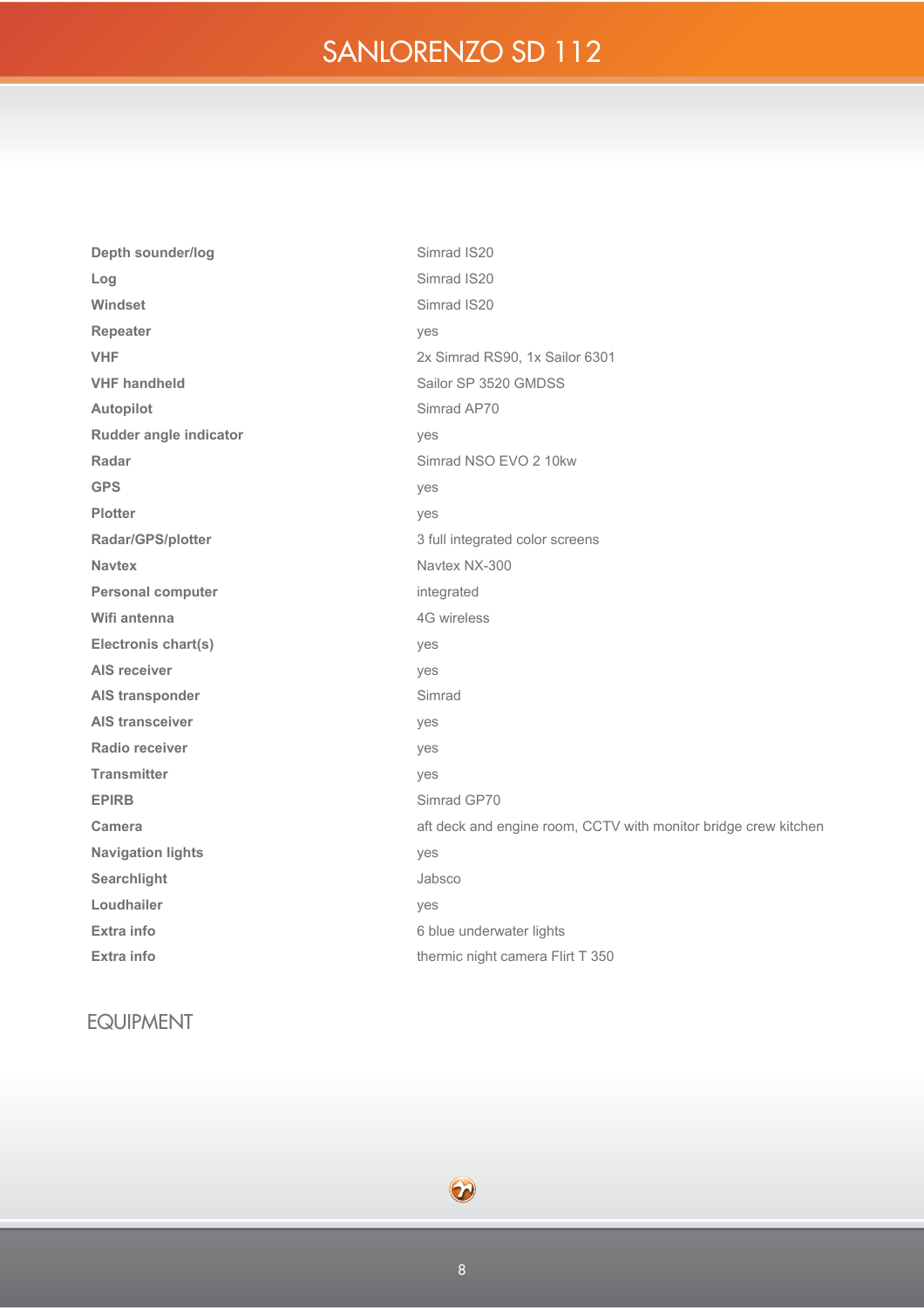# SANLORENZO SD 112

| | |
|---|---|
| **Depth sounder/log** | Simrad IS20 |
| **Log** | Simrad IS20 |
| **Windset** | Simrad IS20 |
| **Repeater** | yes |
| **VHF** | 2x Simrad RS90, 1x Sailor 6301 |
| **VHF handheld** | Sailor SP 3520 GMDSS |
| **Autopilot** | Simrad AP70 |
| **Rudder angle indicator** | yes |
| **Radar** | Simrad NSO EVO 2 10kw |
| **GPS** | yes |
| **Plotter** | yes |
| **Radar/GPS/plotter** | 3 full integrated color screens |
| **Navtex** | Navtex NX-300 |
| **Personal computer** | integrated |
| **Wifi antenna** | 4G wireless |
| **Electronis chart(s)** | yes |
| **AIS receiver** | yes |
| **AIS transponder** | Simrad |
| **AIS transceiver** | yes |
| **Radio receiver** | yes |
| **Transmitter** | yes |
| **EPIRB** | Simrad GP70 |
| **Camera** | aft deck and engine room, CCTV with monitor bridge crew kitchen |
| **Navigation lights** | yes |
| **Searchlight** | Jabsco |
| **Loudhailer** | yes |
| **Extra info** | 6 blue underwater lights |
| **Extra info** | thermic night camera Flirt T 350 |

## EQUIPMENT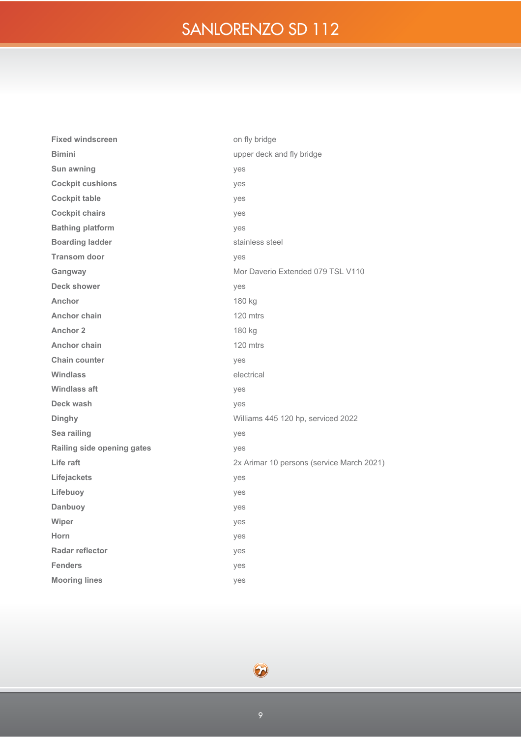| | |
|---|---|
| **Fixed windscreen** | on fly bridge |
| **Bimini** | upper deck and fly bridge |
| **Sun awning** | yes |
| **Cockpit cushions** | yes |
| **Cockpit table** | yes |
| **Cockpit chairs** | yes |
| **Bathing platform** | yes |
| **Boarding ladder** | stainless steel |
| **Transom door** | yes |
| **Gangway** | Mor Daverio Extended 079 TSL V110 |
| **Deck shower** | yes |
| **Anchor** | 180 kg |
| **Anchor chain** | 120 mtrs |
| **Anchor 2** | 180 kg |
| **Anchor chain** | 120 mtrs |
| **Chain counter** | yes |
| **Windlass** | electrical |
| **Windlass aft** | yes |
| **Deck wash** | yes |
| **Dinghy** | Williams 445 120 hp, serviced 2022 |
| **Sea railing** | yes |
| **Railing side opening gates** | yes |
| **Life raft** | 2x Arimar 10 persons (service March 2021) |
| **Lifejackets** | yes |
| **Lifebuoy** | yes |
| **Danbuoy** | yes |
| **Wiper** | yes |
| **Horn** | yes |
| **Radar reflector** | yes |
| **Fenders** | yes |
| **Mooring lines** | yes |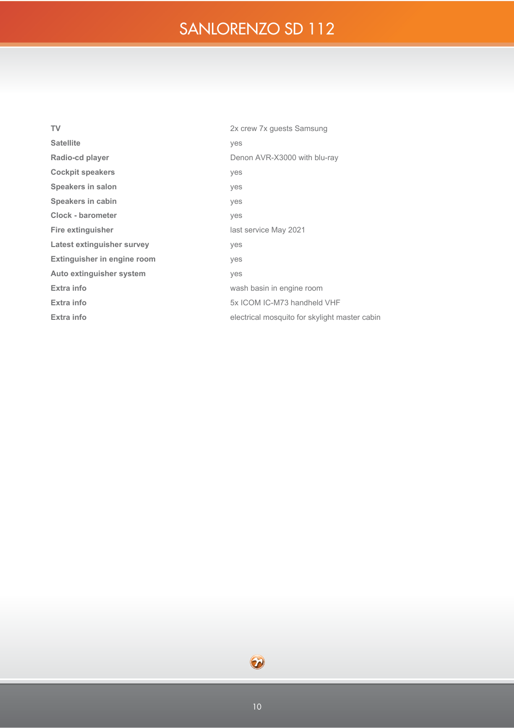| | |
|---|---|
| **TV** | 2x crew 7x guests Samsung |
| **Satellite** | yes |
| **Radio-cd player** | Denon AVR-X3000 with blu-ray |
| **Cockpit speakers** | yes |
| **Speakers in salon** | yes |
| **Speakers in cabin** | yes |
| **Clock - barometer** | yes |
| **Fire extinguisher** | last service May 2021 |
| **Latest extinguisher survey** | yes |
| **Extinguisher in engine room** | yes |
| **Auto extinguisher system** | yes |
| **Extra info** | wash basin in engine room |
| **Extra info** | 5x ICOM IC-M73 handheld VHF |
| **Extra info** | electrical mosquito for skylight master cabin |